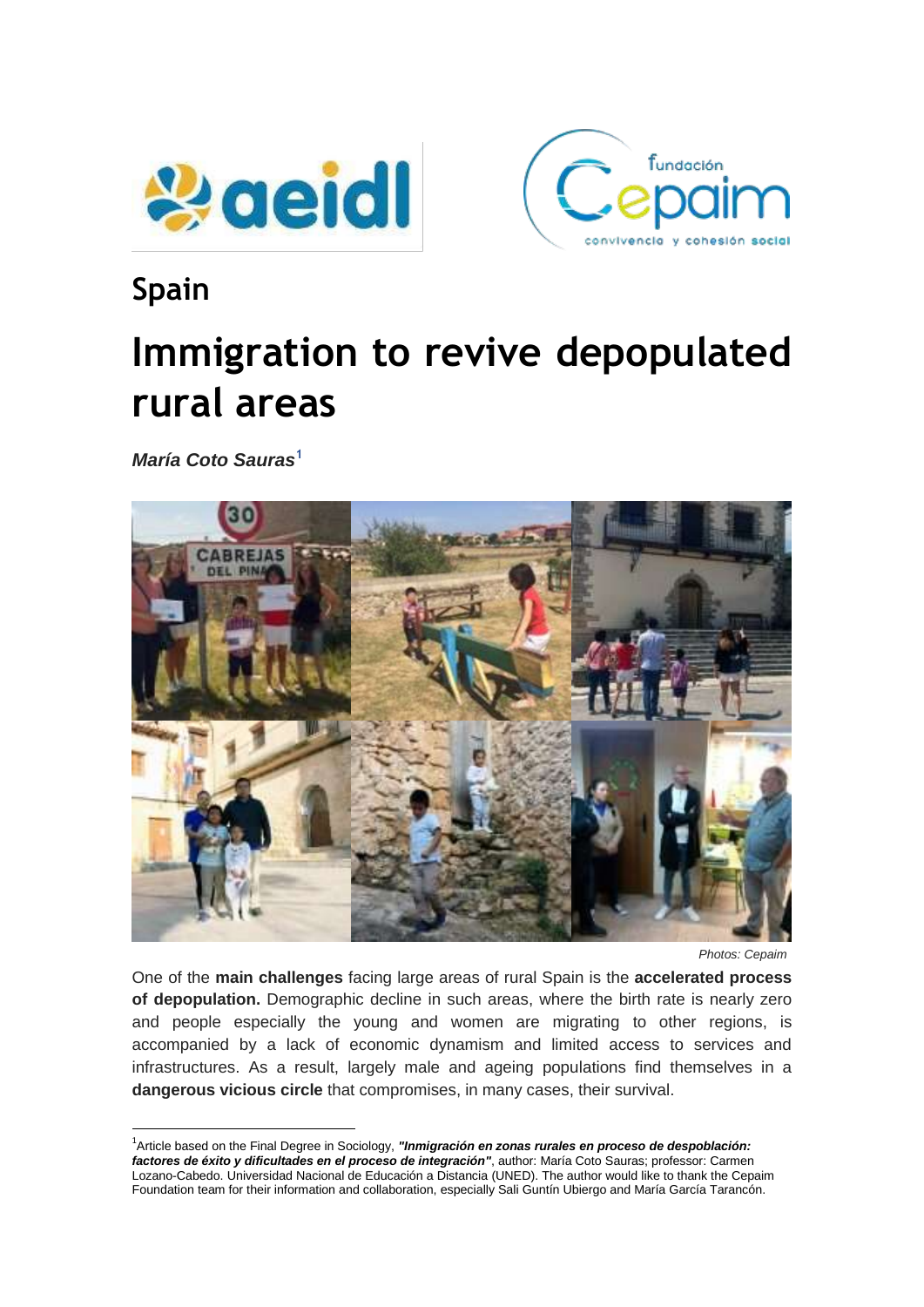## Spain

# Immigration to revive depopulated rural areas

***María Coto Sauras***[1]

*Photos: Cepaim*

One of the **main challenges** facing large areas of rural Spain is the **accelerated process of depopulation.** Demographic decline in such areas, where the birth rate is nearly zero and people especially the young and women are migrating to other regions, is accompanied by a lack of economic dynamism and limited access to services and infrastructures. As a result, largely male and ageing populations find themselves in a **dangerous vicious circle** that compromises, in many cases, their survival.

---

[1]Article based on the Final Degree in Sociology, ***"Inmigración en zonas rurales en proceso de despoblación: factores de éxito y dificultades en el proceso de integración"***, author: María Coto Sauras; professor: Carmen Lozano-Cabedo. Universidad Nacional de Educación a Distancia (UNED). The author would like to thank the Cepaim Foundation team for their information and collaboration, especially Sali Guntín Ubiergo and María García Tarancón.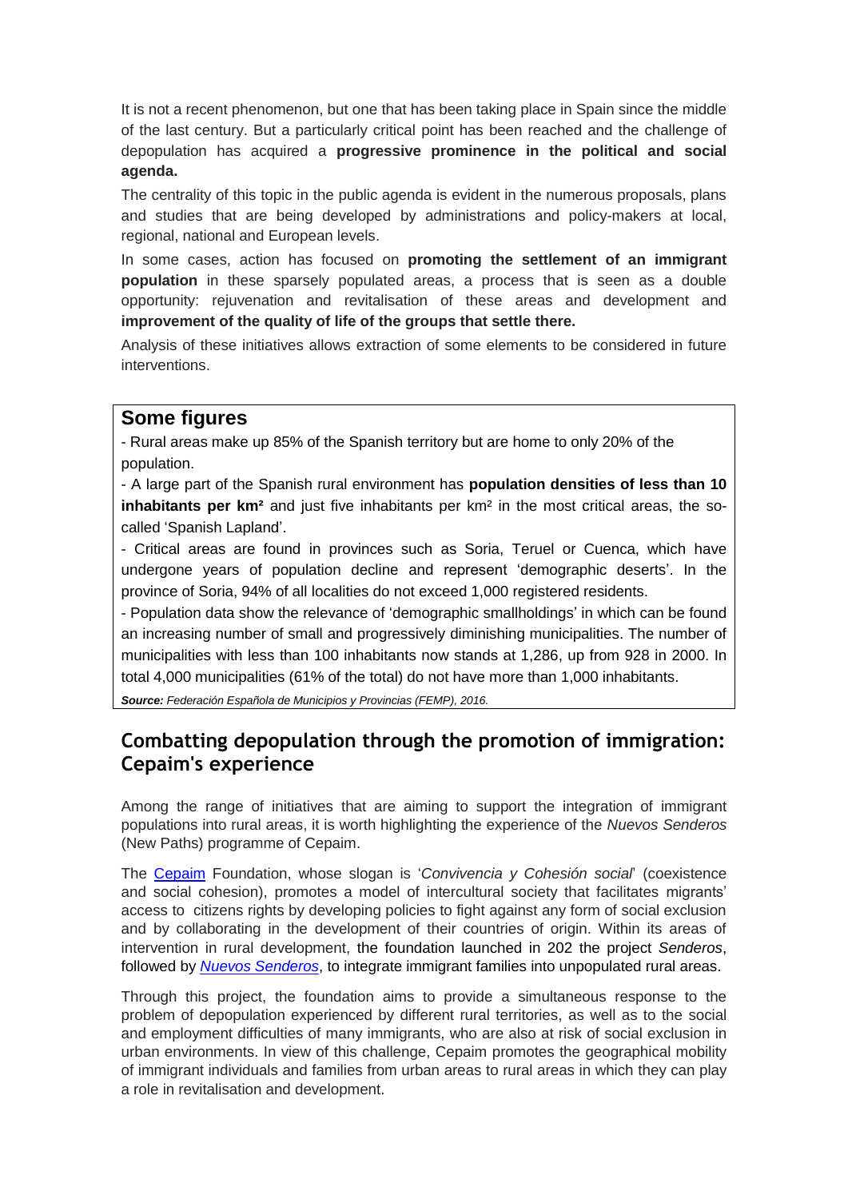It is not a recent phenomenon, but one that has been taking place in Spain since the middle of the last century. But a particularly critical point has been reached and the challenge of depopulation has acquired a **progressive prominence in the political and social agenda.**

The centrality of this topic in the public agenda is evident in the numerous proposals, plans and studies that are being developed by administrations and policy-makers at local, regional, national and European levels.

In some cases, action has focused on **promoting the settlement of an immigrant population** in these sparsely populated areas, a process that is seen as a double opportunity: rejuvenation and revitalisation of these areas and development and **improvement of the quality of life of the groups that settle there.**

Analysis of these initiatives allows extraction of some elements to be considered in future interventions.

## Some figures

- Rural areas make up 85% of the Spanish territory but are home to only 20% of the population.
- A large part of the Spanish rural environment has **population densities of less than 10 inhabitants per km²** and just five inhabitants per km² in the most critical areas, the so-called 'Spanish Lapland'.
- Critical areas are found in provinces such as Soria, Teruel or Cuenca, which have undergone years of population decline and represent 'demographic deserts'. In the province of Soria, 94% of all localities do not exceed 1,000 registered residents.
- Population data show the relevance of 'demographic smallholdings' in which can be found an increasing number of small and progressively diminishing municipalities. The number of municipalities with less than 100 inhabitants now stands at 1,286, up from 928 in 2000. In total 4,000 municipalities (61% of the total) do not have more than 1,000 inhabitants.

***Source:*** *Federación Española de Municipios y Provincias (FEMP), 2016.*

## Combatting depopulation through the promotion of immigration: Cepaim's experience

Among the range of initiatives that are aiming to support the integration of immigrant populations into rural areas, it is worth highlighting the experience of the *Nuevos Senderos* (New Paths) programme of Cepaim.

The Cepaim Foundation, whose slogan is '*Convivencia y Cohesión social*' (coexistence and social cohesion), promotes a model of intercultural society that facilitates migrants' access to citizens rights by developing policies to fight against any form of social exclusion and by collaborating in the development of their countries of origin. Within its areas of intervention in rural development, the foundation launched in 202 the project *Senderos*, followed by *Nuevos Senderos*, to integrate immigrant families into unpopulated rural areas.

Through this project, the foundation aims to provide a simultaneous response to the problem of depopulation experienced by different rural territories, as well as to the social and employment difficulties of many immigrants, who are also at risk of social exclusion in urban environments. In view of this challenge, Cepaim promotes the geographical mobility of immigrant individuals and families from urban areas to rural areas in which they can play a role in revitalisation and development.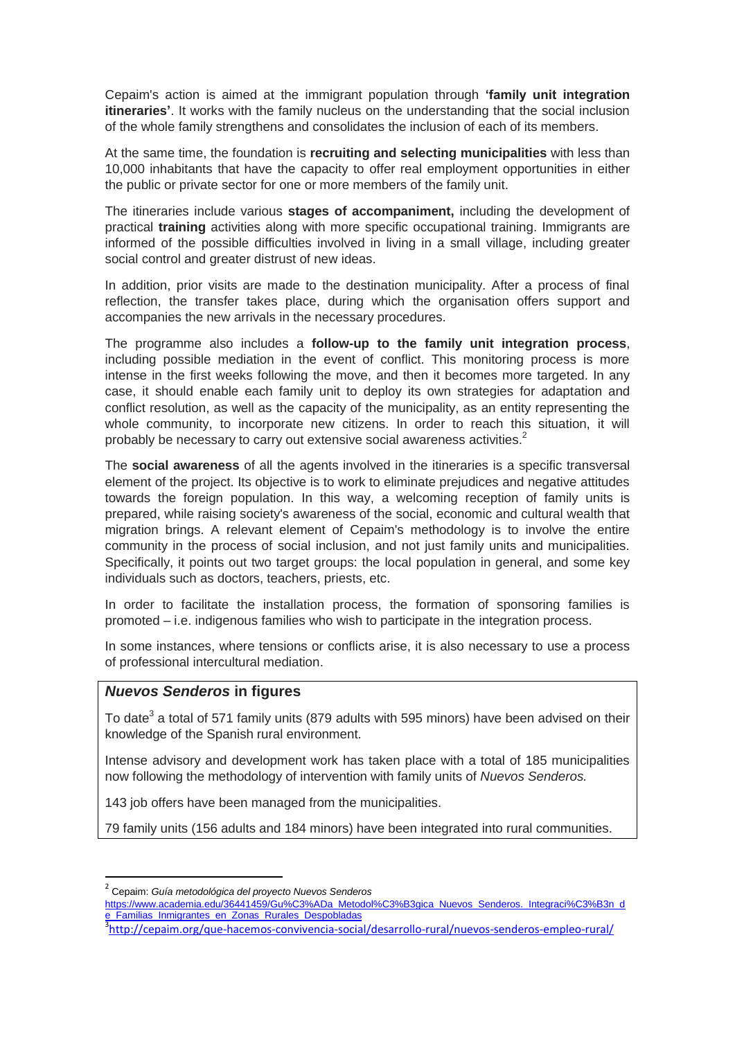Cepaim's action is aimed at the immigrant population through **'family unit integration itineraries'**. It works with the family nucleus on the understanding that the social inclusion of the whole family strengthens and consolidates the inclusion of each of its members.

At the same time, the foundation is **recruiting and selecting municipalities** with less than 10,000 inhabitants that have the capacity to offer real employment opportunities in either the public or private sector for one or more members of the family unit.

The itineraries include various **stages of accompaniment,** including the development of practical **training** activities along with more specific occupational training. Immigrants are informed of the possible difficulties involved in living in a small village, including greater social control and greater distrust of new ideas.

In addition, prior visits are made to the destination municipality. After a process of final reflection, the transfer takes place, during which the organisation offers support and accompanies the new arrivals in the necessary procedures.

The programme also includes a **follow-up to the family unit integration process**, including possible mediation in the event of conflict. This monitoring process is more intense in the first weeks following the move, and then it becomes more targeted. In any case, it should enable each family unit to deploy its own strategies for adaptation and conflict resolution, as well as the capacity of the municipality, as an entity representing the whole community, to incorporate new citizens. In order to reach this situation, it will probably be necessary to carry out extensive social awareness activities.[2]

The **social awareness** of all the agents involved in the itineraries is a specific transversal element of the project. Its objective is to work to eliminate prejudices and negative attitudes towards the foreign population. In this way, a welcoming reception of family units is prepared, while raising society's awareness of the social, economic and cultural wealth that migration brings. A relevant element of Cepaim's methodology is to involve the entire community in the process of social inclusion, and not just family units and municipalities. Specifically, it points out two target groups: the local population in general, and some key individuals such as doctors, teachers, priests, etc.

In order to facilitate the installation process, the formation of sponsoring families is promoted – i.e. indigenous families who wish to participate in the integration process.

In some instances, where tensions or conflicts arise, it is also necessary to use a process of professional intercultural mediation.

### *Nuevos Senderos* in figures

To date[3] a total of 571 family units (879 adults with 595 minors) have been advised on their knowledge of the Spanish rural environment.

Intense advisory and development work has taken place with a total of 185 municipalities now following the methodology of intervention with family units of *Nuevos Senderos.*

143 job offers have been managed from the municipalities.

79 family units (156 adults and 184 minors) have been integrated into rural communities.

---

[2] Cepaim: *Guía metodológica del proyecto Nuevos Senderos* https://www.academia.edu/36441459/Gu%C3%ADa_Metodol%C3%B3gica_Nuevos_Senderos._Integraci%C3%B3n_de_Familias_Inmigrantes_en_Zonas_Rurales_Despobladas

[3] http://cepaim.org/que-hacemos-convivencia-social/desarrollo-rural/nuevos-senderos-empleo-rural/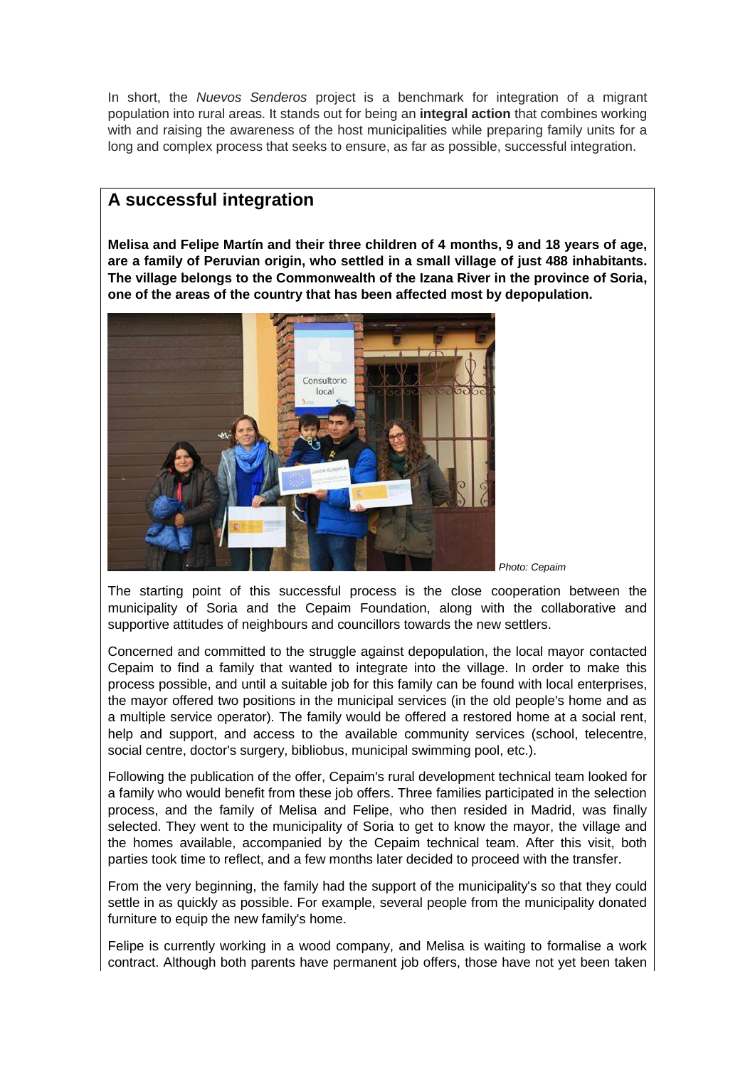In short, the *Nuevos Senderos* project is a benchmark for integration of a migrant population into rural areas. It stands out for being an **integral action** that combines working with and raising the awareness of the host municipalities while preparing family units for a long and complex process that seeks to ensure, as far as possible, successful integration.

## A successful integration

**Melisa and Felipe Martín and their three children of 4 months, 9 and 18 years of age, are a family of Peruvian origin, who settled in a small village of just 488 inhabitants. The village belongs to the Commonwealth of the Izana River in the province of Soria, one of the areas of the country that has been affected most by depopulation.**

*Photo: Cepaim*

The starting point of this successful process is the close cooperation between the municipality of Soria and the Cepaim Foundation, along with the collaborative and supportive attitudes of neighbours and councillors towards the new settlers.

Concerned and committed to the struggle against depopulation, the local mayor contacted Cepaim to find a family that wanted to integrate into the village. In order to make this process possible, and until a suitable job for this family can be found with local enterprises, the mayor offered two positions in the municipal services (in the old people's home and as a multiple service operator). The family would be offered a restored home at a social rent, help and support, and access to the available community services (school, telecentre, social centre, doctor's surgery, bibliobus, municipal swimming pool, etc.).

Following the publication of the offer, Cepaim's rural development technical team looked for a family who would benefit from these job offers. Three families participated in the selection process, and the family of Melisa and Felipe, who then resided in Madrid, was finally selected. They went to the municipality of Soria to get to know the mayor, the village and the homes available, accompanied by the Cepaim technical team. After this visit, both parties took time to reflect, and a few months later decided to proceed with the transfer.

From the very beginning, the family had the support of the municipality's so that they could settle in as quickly as possible. For example, several people from the municipality donated furniture to equip the new family's home.

Felipe is currently working in a wood company, and Melisa is waiting to formalise a work contract. Although both parents have permanent job offers, those have not yet been taken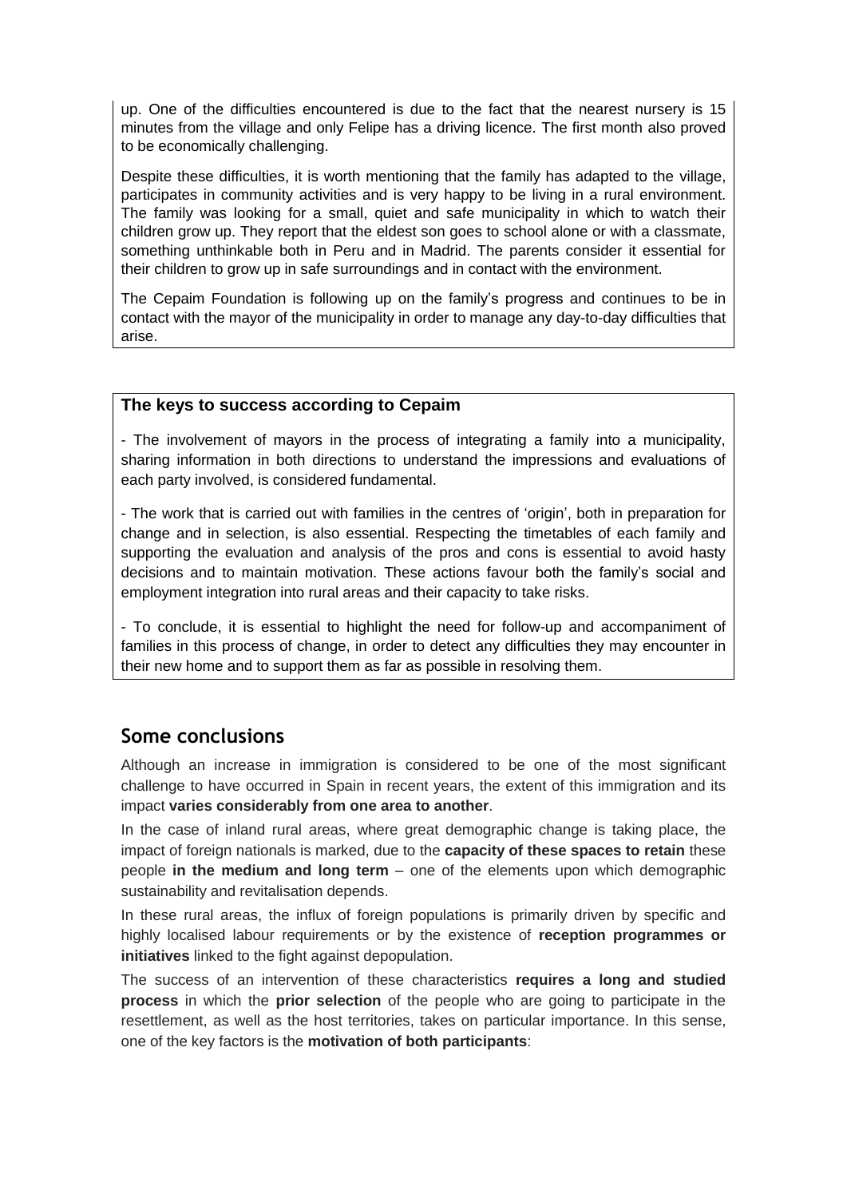up. One of the difficulties encountered is due to the fact that the nearest nursery is 15 minutes from the village and only Felipe has a driving licence. The first month also proved to be economically challenging.

Despite these difficulties, it is worth mentioning that the family has adapted to the village, participates in community activities and is very happy to be living in a rural environment. The family was looking for a small, quiet and safe municipality in which to watch their children grow up. They report that the eldest son goes to school alone or with a classmate, something unthinkable both in Peru and in Madrid. The parents consider it essential for their children to grow up in safe surroundings and in contact with the environment.

The Cepaim Foundation is following up on the family's progress and continues to be in contact with the mayor of the municipality in order to manage any day-to-day difficulties that arise.

**The keys to success according to Cepaim**

- The involvement of mayors in the process of integrating a family into a municipality, sharing information in both directions to understand the impressions and evaluations of each party involved, is considered fundamental.

- The work that is carried out with families in the centres of 'origin', both in preparation for change and in selection, is also essential. Respecting the timetables of each family and supporting the evaluation and analysis of the pros and cons is essential to avoid hasty decisions and to maintain motivation. These actions favour both the family's social and employment integration into rural areas and their capacity to take risks.

- To conclude, it is essential to highlight the need for follow-up and accompaniment of families in this process of change, in order to detect any difficulties they may encounter in their new home and to support them as far as possible in resolving them.

## Some conclusions

Although an increase in immigration is considered to be one of the most significant challenge to have occurred in Spain in recent years, the extent of this immigration and its impact **varies considerably from one area to another**.

In the case of inland rural areas, where great demographic change is taking place, the impact of foreign nationals is marked, due to the **capacity of these spaces to retain** these people **in the medium and long term** – one of the elements upon which demographic sustainability and revitalisation depends.

In these rural areas, the influx of foreign populations is primarily driven by specific and highly localised labour requirements or by the existence of **reception programmes or initiatives** linked to the fight against depopulation.

The success of an intervention of these characteristics **requires a long and studied process** in which the **prior selection** of the people who are going to participate in the resettlement, as well as the host territories, takes on particular importance. In this sense, one of the key factors is the **motivation of both participants**: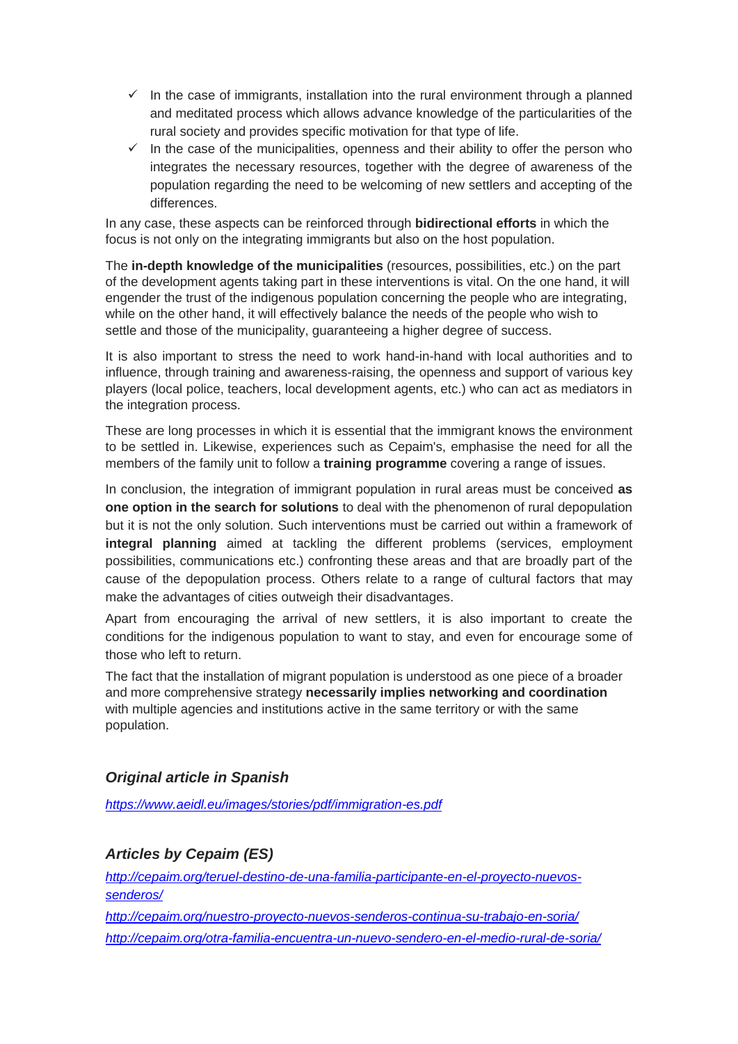- ✓ In the case of immigrants, installation into the rural environment through a planned and meditated process which allows advance knowledge of the particularities of the rural society and provides specific motivation for that type of life.
- ✓ In the case of the municipalities, openness and their ability to offer the person who integrates the necessary resources, together with the degree of awareness of the population regarding the need to be welcoming of new settlers and accepting of the differences.

In any case, these aspects can be reinforced through **bidirectional efforts** in which the focus is not only on the integrating immigrants but also on the host population.

The **in-depth knowledge of the municipalities** (resources, possibilities, etc.) on the part of the development agents taking part in these interventions is vital. On the one hand, it will engender the trust of the indigenous population concerning the people who are integrating, while on the other hand, it will effectively balance the needs of the people who wish to settle and those of the municipality, guaranteeing a higher degree of success.

It is also important to stress the need to work hand-in-hand with local authorities and to influence, through training and awareness-raising, the openness and support of various key players (local police, teachers, local development agents, etc.) who can act as mediators in the integration process.

These are long processes in which it is essential that the immigrant knows the environment to be settled in. Likewise, experiences such as Cepaim's, emphasise the need for all the members of the family unit to follow a **training programme** covering a range of issues.

In conclusion, the integration of immigrant population in rural areas must be conceived **as one option in the search for solutions** to deal with the phenomenon of rural depopulation but it is not the only solution. Such interventions must be carried out within a framework of **integral planning** aimed at tackling the different problems (services, employment possibilities, communications etc.) confronting these areas and that are broadly part of the cause of the depopulation process. Others relate to a range of cultural factors that may make the advantages of cities outweigh their disadvantages.

Apart from encouraging the arrival of new settlers, it is also important to create the conditions for the indigenous population to want to stay, and even for encourage some of those who left to return.

The fact that the installation of migrant population is understood as one piece of a broader and more comprehensive strategy **necessarily implies networking and coordination** with multiple agencies and institutions active in the same territory or with the same population.

### *Original article in Spanish*

*https://www.aeidl.eu/images/stories/pdf/immigration-es.pdf*

### *Articles by Cepaim (ES)*

*http://cepaim.org/teruel-destino-de-una-familia-participante-en-el-proyecto-nuevos-senderos/*

*http://cepaim.org/nuestro-proyecto-nuevos-senderos-continua-su-trabajo-en-soria/*

*http://cepaim.org/otra-familia-encuentra-un-nuevo-sendero-en-el-medio-rural-de-soria/*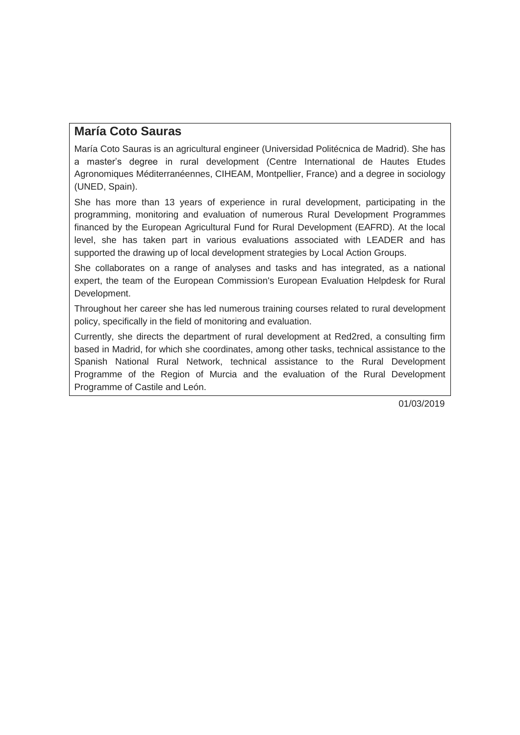## María Coto Sauras

María Coto Sauras is an agricultural engineer (Universidad Politécnica de Madrid). She has a master's degree in rural development (Centre International de Hautes Etudes Agronomiques Méditerranéennes, CIHEAM, Montpellier, France) and a degree in sociology (UNED, Spain).

She has more than 13 years of experience in rural development, participating in the programming, monitoring and evaluation of numerous Rural Development Programmes financed by the European Agricultural Fund for Rural Development (EAFRD). At the local level, she has taken part in various evaluations associated with LEADER and has supported the drawing up of local development strategies by Local Action Groups.

She collaborates on a range of analyses and tasks and has integrated, as a national expert, the team of the European Commission's European Evaluation Helpdesk for Rural Development.

Throughout her career she has led numerous training courses related to rural development policy, specifically in the field of monitoring and evaluation.

Currently, she directs the department of rural development at Red2red, a consulting firm based in Madrid, for which she coordinates, among other tasks, technical assistance to the Spanish National Rural Network, technical assistance to the Rural Development Programme of the Region of Murcia and the evaluation of the Rural Development Programme of Castile and León.

01/03/2019